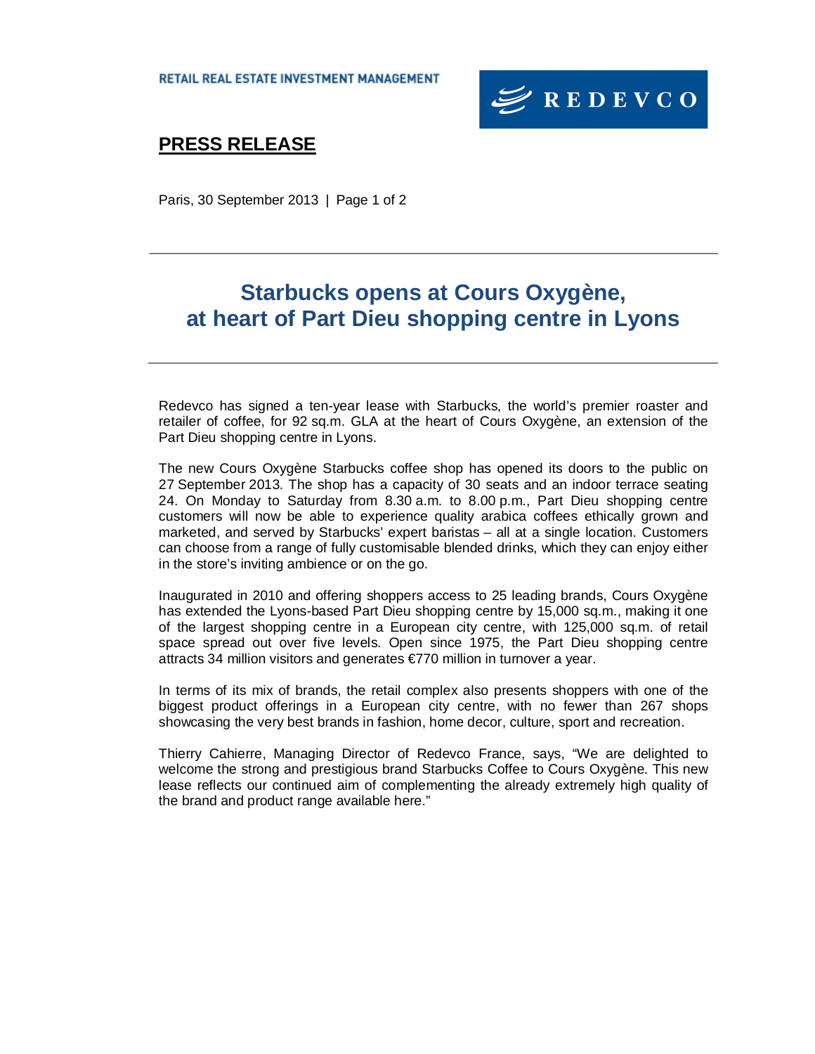RETAIL REAL ESTATE INVESTMENT MANAGEMENT

REDEVCO

**PRESS RELEASE**

Paris, 30 September 2013

# Starbucks opens at Cours Oxygène, at heart of Part Dieu shopping centre in Lyons

Redevco has signed a ten-year lease with Starbucks, the world's premier roaster and retailer of coffee, for 92 sq.m. GLA at the heart of Cours Oxygène, an extension of the Part Dieu shopping centre in Lyons.

The new Cours Oxygène Starbucks coffee shop has opened its doors to the public on 27 September 2013. The shop has a capacity of 30 seats and an indoor terrace seating 24. On Monday to Saturday from 8.30 a.m. to 8.00 p.m., Part Dieu shopping centre customers will now be able to experience quality arabica coffees ethically grown and marketed, and served by Starbucks' expert baristas – all at a single location. Customers can choose from a range of fully customisable blended drinks, which they can enjoy either in the store's inviting ambience or on the go.

Inaugurated in 2010 and offering shoppers access to 25 leading brands, Cours Oxygène has extended the Lyons-based Part Dieu shopping centre by 15,000 sq.m., making it one of the largest shopping centre in a European city centre, with 125,000 sq.m. of retail space spread out over five levels. Open since 1975, the Part Dieu shopping centre attracts 34 million visitors and generates €770 million in turnover a year.

In terms of its mix of brands, the retail complex also presents shoppers with one of the biggest product offerings in a European city centre, with no fewer than 267 shops showcasing the very best brands in fashion, home decor, culture, sport and recreation.

Thierry Cahierre, Managing Director of Redevco France, says, "We are delighted to welcome the strong and prestigious brand Starbucks Coffee to Cours Oxygène. This new lease reflects our continued aim of complementing the already extremely high quality of the brand and product range available here."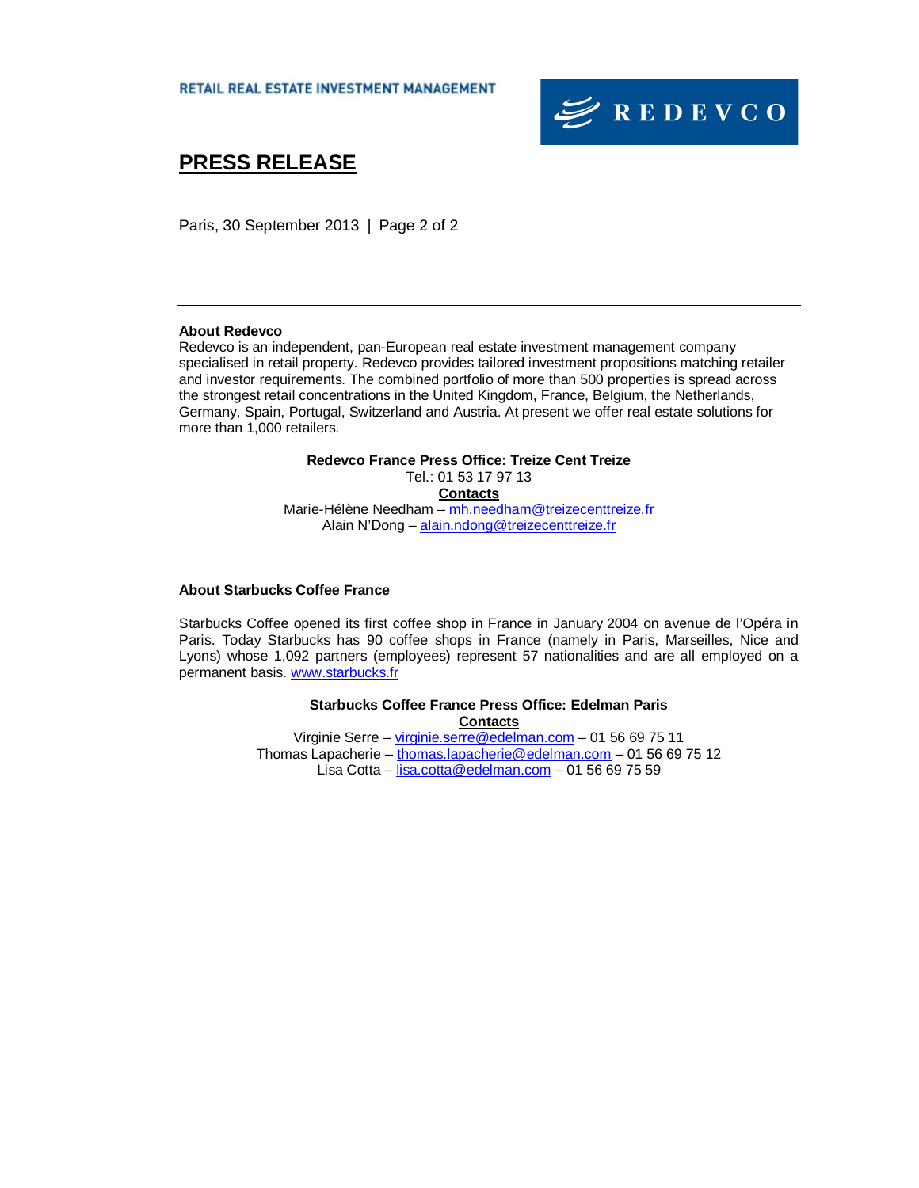RETAIL REAL ESTATE INVESTMENT MANAGEMENT

REDEVCO

# PRESS RELEASE

Paris, 30 September 2013

---

**About Redevco**
Redevco is an independent, pan-European real estate investment management company specialised in retail property. Redevco provides tailored investment propositions matching retailer and investor requirements. The combined portfolio of more than 500 properties is spread across the strongest retail concentrations in the United Kingdom, France, Belgium, the Netherlands, Germany, Spain, Portugal, Switzerland and Austria. At present we offer real estate solutions for more than 1,000 retailers.

**Redevco France Press Office: Treize Cent Treize**
Tel.: 01 53 17 97 13
**Contacts**
Marie-Hélène Needham – mh.needham@treizecenttreize.fr
Alain N'Dong – alain.ndong@treizecenttreize.fr

**About Starbucks Coffee France**

Starbucks Coffee opened its first coffee shop in France in January 2004 on avenue de l'Opéra in Paris. Today Starbucks has 90 coffee shops in France (namely in Paris, Marseilles, Nice and Lyons) whose 1,092 partners (employees) represent 57 nationalities and are all employed on a permanent basis. www.starbucks.fr

**Starbucks Coffee France Press Office: Edelman Paris**
**Contacts**
Virginie Serre – virginie.serre@edelman.com – 01 56 69 75 11
Thomas Lapacherie – thomas.lapacherie@edelman.com – 01 56 69 75 12
Lisa Cotta – lisa.cotta@edelman.com – 01 56 69 75 59